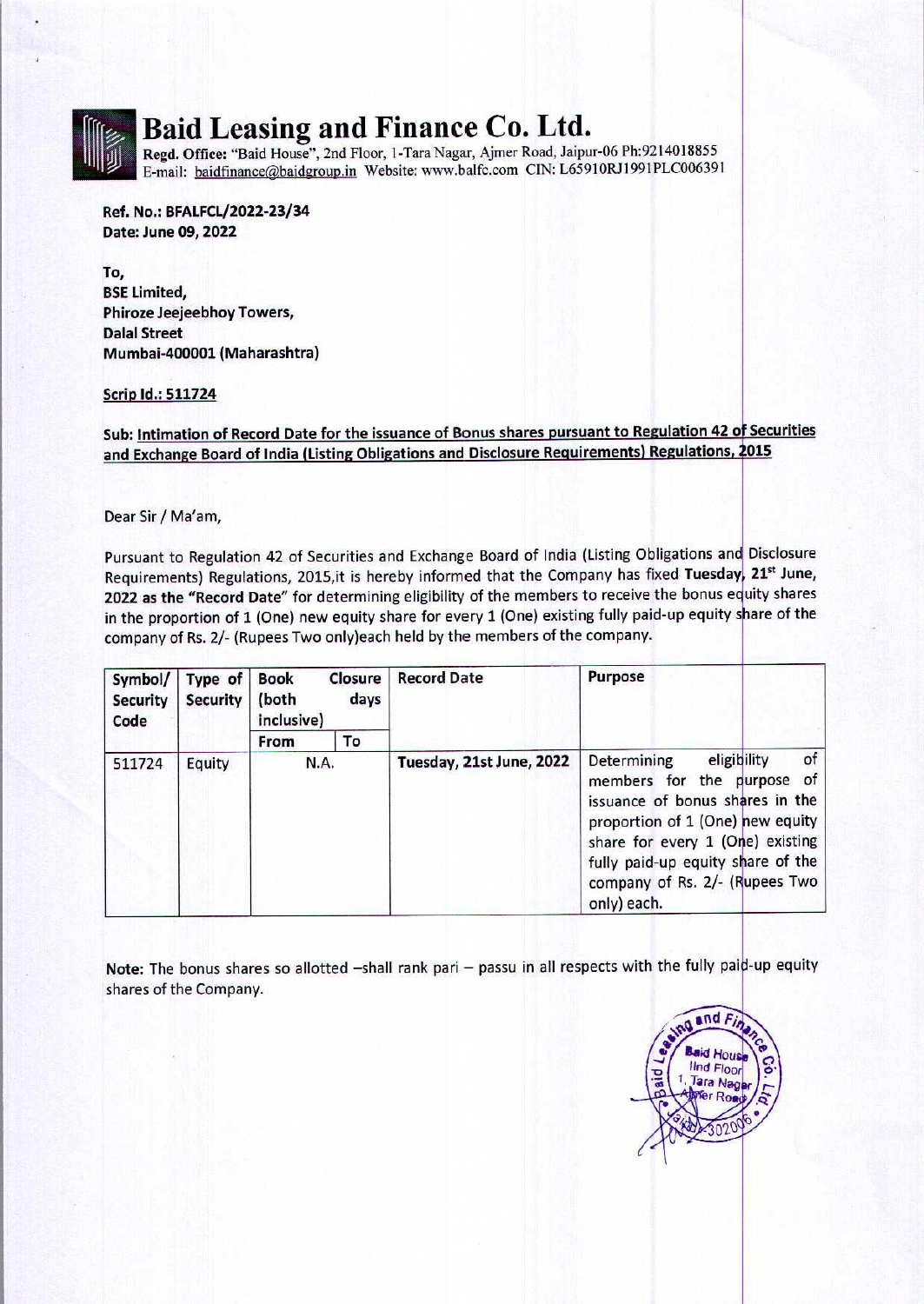# Baid Leasing and Finance Co. Ltd.

**Regd. Office:** "Baid House", 2nd Floor, 1-Tara Nagar, Ajmer Road, Jaipur-06 Ph:9214018855
E-mail: baidfinance@baidgroup.in Website: www.balfc.com CIN: L65910RJ1991PLC006391

**Ref. No.: BFALFCL/2022-23/34**
**Date: June 09, 2022**

**To,**
**BSE Limited,**
**Phiroze Jeejeebhoy Towers,**
**Dalal Street**
**Mumbai-400001 (Maharashtra)**

**Scrip Id.: 511724**

**Sub: Intimation of Record Date for the issuance of Bonus shares pursuant to Regulation 42 of Securities and Exchange Board of India (Listing Obligations and Disclosure Requirements) Regulations, 2015**

Dear Sir / Ma'am,

Pursuant to Regulation 42 of Securities and Exchange Board of India (Listing Obligations and Disclosure Requirements) Regulations, 2015,it is hereby informed that the Company has fixed **Tuesday, 21st June, 2022** as the **"Record Date"** for determining eligibility of the members to receive the bonus equity shares in the proportion of 1 (One) new equity share for every 1 (One) existing fully paid-up equity share of the company of Rs. 2/- (Rupees Two only)each held by the members of the company.

| Symbol/ Security Code | Type of Security | Book Closure (both days inclusive) | | Record Date | Purpose |
|---|---|---|---|---|---|
| | | From | To | | |
| 511724 | Equity | N.A. | | **Tuesday, 21st June, 2022** | Determining eligibility of members for the purpose of issuance of bonus shares in the proportion of 1 (One) new equity share for every 1 (One) existing fully paid-up equity share of the company of Rs. 2/- (Rupees Two only) each. |

**Note:** The bonus shares so allotted –shall rank pari – passu in all respects with the fully paid-up equity shares of the Company.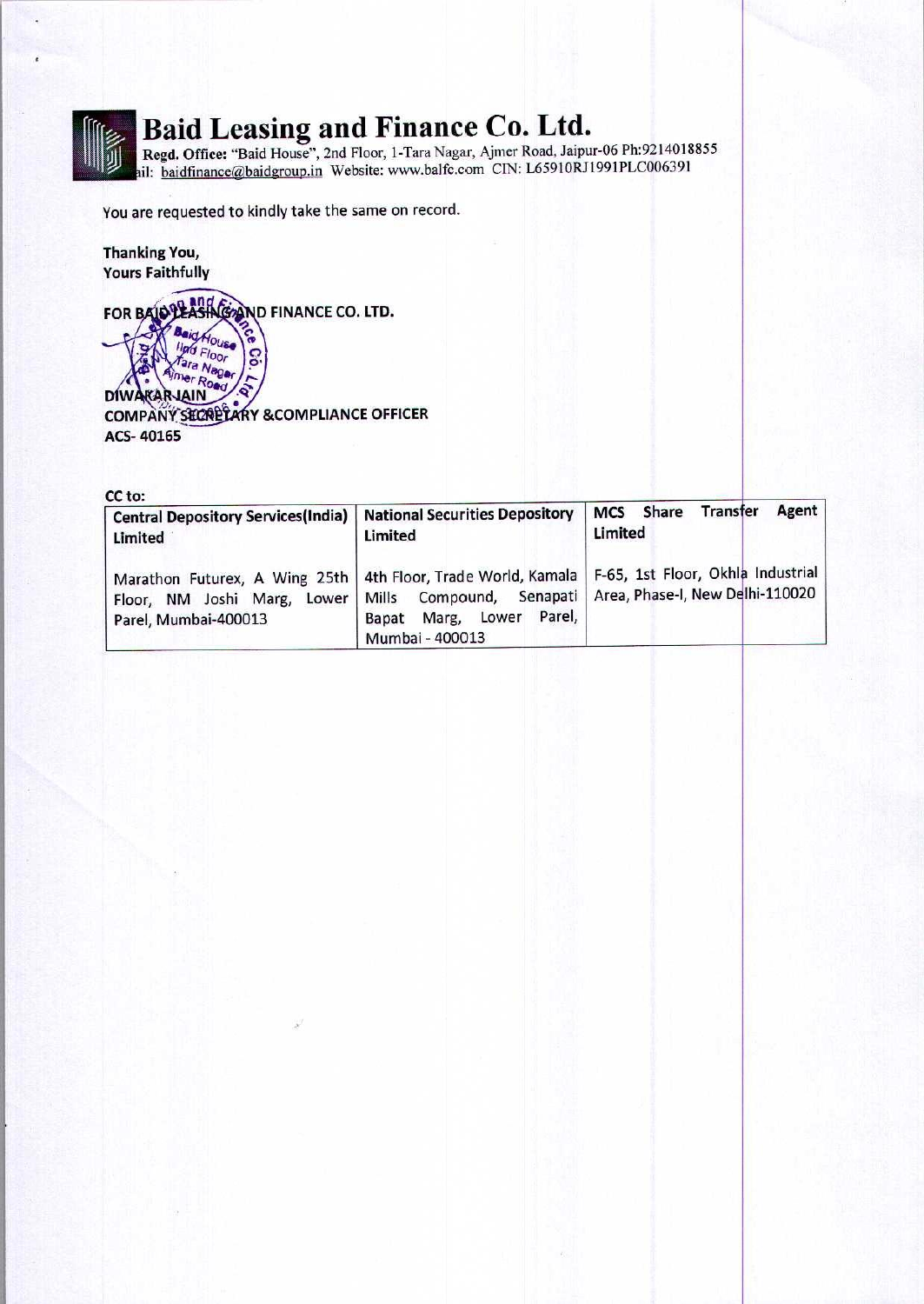# Baid Leasing and Finance Co. Ltd.

**Regd. Office:** "Baid House", 2nd Floor, 1-Tara Nagar, Ajmer Road, Jaipur-06 Ph:9214018855
ail: baidfinance@baidgroup.in Website: www.balfc.com CIN: L65910RJ1991PLC006391

You are requested to kindly take the same on record.

**Thanking You,**
**Yours Faithfully**

**FOR BAID LEASING AND FINANCE CO. LTD.**

**DIWAKAR JAIN**
**COMPANY SECRETARY &COMPLIANCE OFFICER**
**ACS- 40165**

**CC to:**

| **Central Depository Services(India) Limited** | **National Securities Depository Limited** | **MCS Share Transfer Agent Limited** |
|---|---|---|
| Marathon Futurex, A Wing 25th Floor, NM Joshi Marg, Lower Parel, Mumbai-400013 | 4th Floor, Trade World, Kamala Mills Compound, Senapati Bapat Marg, Lower Parel, Mumbai - 400013 | F-65, 1st Floor, Okhla Industrial Area, Phase-I, New Delhi-110020 |